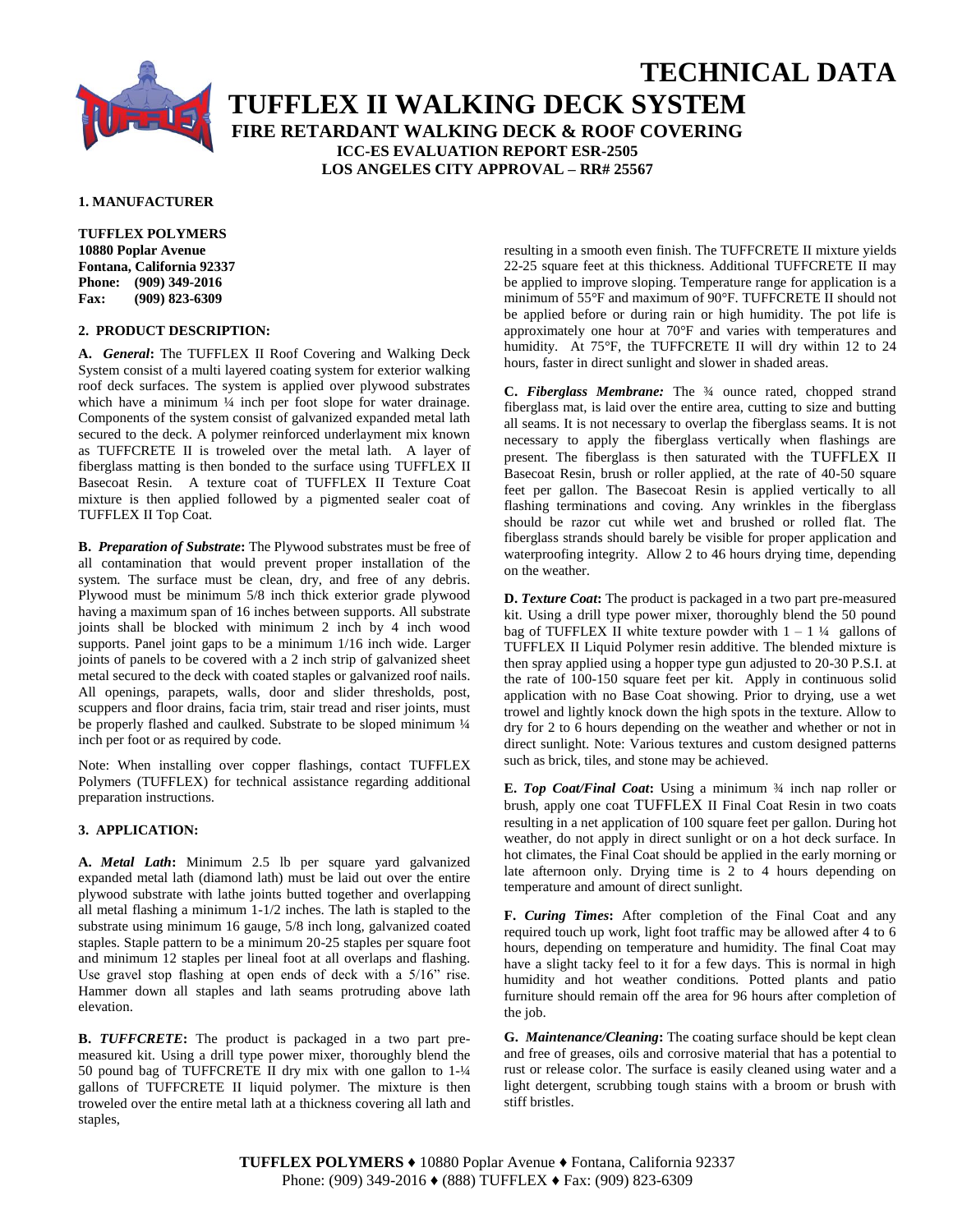# TECHNICAL DATA

# TUFFLEX II WALKING DECK SYSTEM

## FIRE RETARDANT WALKING DECK & ROOF COVERING

**ICC-ES EVALUATION REPORT ESR-2505**
**LOS ANGELES CITY APPROVAL – RR# 25567**

### 1. MANUFACTURER

**TUFFLEX POLYMERS**
**10880 Poplar Avenue**
**Fontana, California 92337**
**Phone: (909) 349-2016**
**Fax: (909) 823-6309**

### 2. PRODUCT DESCRIPTION:

**A.** ***General*:** The TUFFLEX II Roof Covering and Walking Deck System consist of a multi layered coating system for exterior walking roof deck surfaces. The system is applied over plywood substrates which have a minimum ¼ inch per foot slope for water drainage. Components of the system consist of galvanized expanded metal lath secured to the deck. A polymer reinforced underlayment mix known as TUFFCRETE II is troweled over the metal lath. A layer of fiberglass matting is then bonded to the surface using TUFFLEX II Basecoat Resin. A texture coat of TUFFLEX II Texture Coat mixture is then applied followed by a pigmented sealer coat of TUFFLEX II Top Coat.

**B.** ***Preparation of Substrate*:** The Plywood substrates must be free of all contamination that would prevent proper installation of the system. The surface must be clean, dry, and free of any debris. Plywood must be minimum 5/8 inch thick exterior grade plywood having a maximum span of 16 inches between supports. All substrate joints shall be blocked with minimum 2 inch by 4 inch wood supports. Panel joint gaps to be a minimum 1/16 inch wide. Larger joints of panels to be covered with a 2 inch strip of galvanized sheet metal secured to the deck with coated staples or galvanized roof nails. All openings, parapets, walls, door and slider thresholds, post, scuppers and floor drains, facia trim, stair tread and riser joints, must be properly flashed and caulked. Substrate to be sloped minimum ¼ inch per foot or as required by code.

Note: When installing over copper flashings, contact TUFFLEX Polymers (TUFFLEX) for technical assistance regarding additional preparation instructions.

### 3. APPLICATION:

**A.** ***Metal Lath*:** Minimum 2.5 lb per square yard galvanized expanded metal lath (diamond lath) must be laid out over the entire plywood substrate with lathe joints butted together and overlapping all metal flashing a minimum 1-1/2 inches. The lath is stapled to the substrate using minimum 16 gauge, 5/8 inch long, galvanized coated staples. Staple pattern to be a minimum 20-25 staples per square foot and minimum 12 staples per lineal foot at all overlaps and flashing. Use gravel stop flashing at open ends of deck with a 5/16" rise. Hammer down all staples and lath seams protruding above lath elevation.

**B.** ***TUFFCRETE*:** The product is packaged in a two part pre-measured kit. Using a drill type power mixer, thoroughly blend the 50 pound bag of TUFFCRETE II dry mix with one gallon to 1-¼ gallons of TUFFCRETE II liquid polymer. The mixture is then troweled over the entire metal lath at a thickness covering all lath and staples, resulting in a smooth even finish. The TUFFCRETE II mixture yields 22-25 square feet at this thickness. Additional TUFFCRETE II may be applied to improve sloping. Temperature range for application is a minimum of 55°F and maximum of 90°F. TUFFCRETE II should not be applied before or during rain or high humidity. The pot life is approximately one hour at 70°F and varies with temperatures and humidity. At 75°F, the TUFFCRETE II will dry within 12 to 24 hours, faster in direct sunlight and slower in shaded areas.

**C.** ***Fiberglass Membrane:*** The ¾ ounce rated, chopped strand fiberglass mat, is laid over the entire area, cutting to size and butting all seams. It is not necessary to overlap the fiberglass seams. It is not necessary to apply the fiberglass vertically when flashings are present. The fiberglass is then saturated with the TUFFLEX II Basecoat Resin, brush or roller applied, at the rate of 40-50 square feet per gallon. The Basecoat Resin is applied vertically to all flashing terminations and coving. Any wrinkles in the fiberglass should be razor cut while wet and brushed or rolled flat. The fiberglass strands should barely be visible for proper application and waterproofing integrity. Allow 2 to 46 hours drying time, depending on the weather.

**D.** ***Texture Coat*:** The product is packaged in a two part pre-measured kit. Using a drill type power mixer, thoroughly blend the 50 pound bag of TUFFLEX II white texture powder with 1 – 1 ¼ gallons of TUFFLEX II Liquid Polymer resin additive. The blended mixture is then spray applied using a hopper type gun adjusted to 20-30 P.S.I. at the rate of 100-150 square feet per kit. Apply in continuous solid application with no Base Coat showing. Prior to drying, use a wet trowel and lightly knock down the high spots in the texture. Allow to dry for 2 to 6 hours depending on the weather and whether or not in direct sunlight. Note: Various textures and custom designed patterns such as brick, tiles, and stone may be achieved.

**E.** ***Top Coat/Final Coat*:** Using a minimum ¾ inch nap roller or brush, apply one coat TUFFLEX II Final Coat Resin in two coats resulting in a net application of 100 square feet per gallon. During hot weather, do not apply in direct sunlight or on a hot deck surface. In hot climates, the Final Coat should be applied in the early morning or late afternoon only. Drying time is 2 to 4 hours depending on temperature and amount of direct sunlight.

**F.** ***Curing Times*:** After completion of the Final Coat and any required touch up work, light foot traffic may be allowed after 4 to 6 hours, depending on temperature and humidity. The final Coat may have a slight tacky feel to it for a few days. This is normal in high humidity and hot weather conditions. Potted plants and patio furniture should remain off the area for 96 hours after completion of the job.

**G.** ***Maintenance/Cleaning*:** The coating surface should be kept clean and free of greases, oils and corrosive material that has a potential to rust or release color. The surface is easily cleaned using water and a light detergent, scrubbing tough stains with a broom or brush with stiff bristles.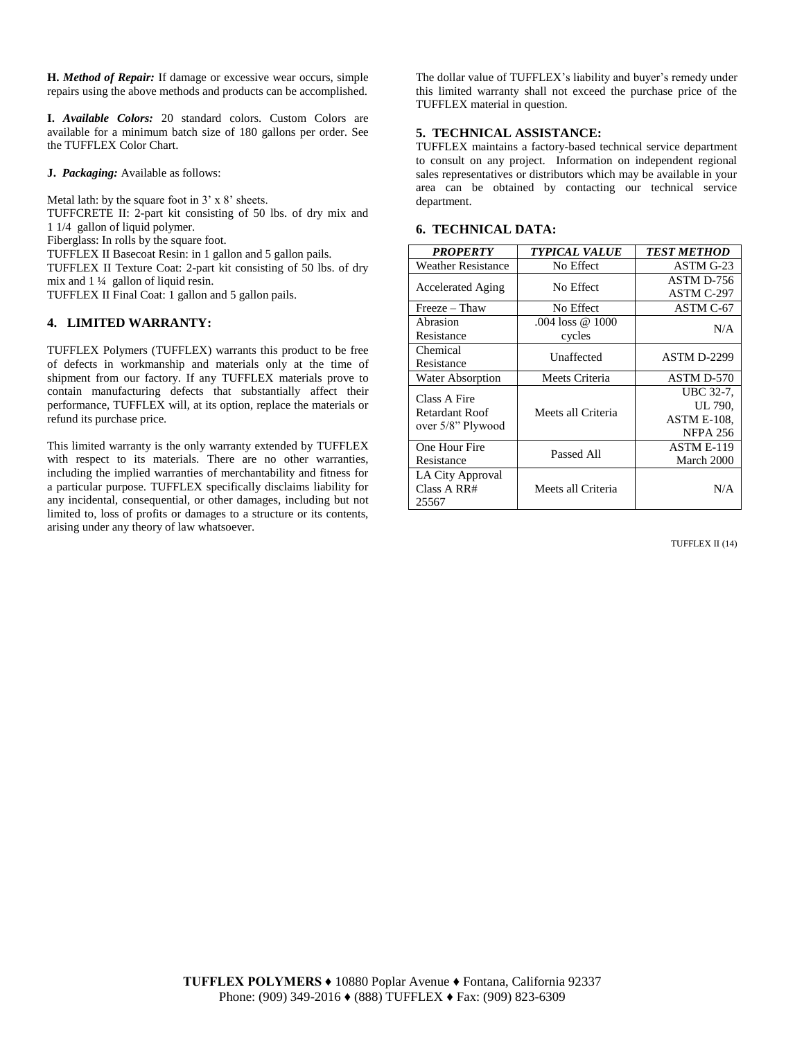**H.** ***Method of Repair:*** If damage or excessive wear occurs, simple repairs using the above methods and products can be accomplished.

**I.** ***Available Colors:*** 20 standard colors. Custom Colors are available for a minimum batch size of 180 gallons per order. See the TUFFLEX Color Chart.

**J.** ***Packaging:*** Available as follows:

Metal lath: by the square foot in 3' x 8' sheets.
TUFFCRETE II: 2-part kit consisting of 50 lbs. of dry mix and 1 1/4 gallon of liquid polymer.
Fiberglass: In rolls by the square foot.
TUFFLEX II Basecoat Resin: in 1 gallon and 5 gallon pails.
TUFFLEX II Texture Coat: 2-part kit consisting of 50 lbs. of dry mix and 1 ¼ gallon of liquid resin.
TUFFLEX II Final Coat: 1 gallon and 5 gallon pails.

## 4. LIMITED WARRANTY:

TUFFLEX Polymers (TUFFLEX) warrants this product to be free of defects in workmanship and materials only at the time of shipment from our factory. If any TUFFLEX materials prove to contain manufacturing defects that substantially affect their performance, TUFFLEX will, at its option, replace the materials or refund its purchase price.

This limited warranty is the only warranty extended by TUFFLEX with respect to its materials. There are no other warranties, including the implied warranties of merchantability and fitness for a particular purpose. TUFFLEX specifically disclaims liability for any incidental, consequential, or other damages, including but not limited to, loss of profits or damages to a structure or its contents, arising under any theory of law whatsoever.

The dollar value of TUFFLEX's liability and buyer's remedy under this limited warranty shall not exceed the purchase price of the TUFFLEX material in question.

## 5. TECHNICAL ASSISTANCE:

TUFFLEX maintains a factory-based technical service department to consult on any project. Information on independent regional sales representatives or distributors which may be available in your area can be obtained by contacting our technical service department.

## 6. TECHNICAL DATA:

| *PROPERTY* | *TYPICAL VALUE* | *TEST METHOD* |
|---|---|---|
| Weather Resistance | No Effect | ASTM G-23 |
| Accelerated Aging | No Effect | ASTM D-756 ASTM C-297 |
| Freeze – Thaw | No Effect | ASTM C-67 |
| Abrasion Resistance | .004 loss @ 1000 cycles | N/A |
| Chemical Resistance | Unaffected | ASTM D-2299 |
| Water Absorption | Meets Criteria | ASTM D-570 |
| Class A Fire Retardant Roof over 5/8" Plywood | Meets all Criteria | UBC 32-7, UL 790, ASTM E-108, NFPA 256 |
| One Hour Fire Resistance | Passed All | ASTM E-119 March 2000 |
| LA City Approval Class A RR# 25567 | Meets all Criteria | N/A |

TUFFLEX II (14)

**TUFFLEX POLYMERS** ♦ 10880 Poplar Avenue ♦ Fontana, California 92337
Phone: (909) 349-2016 ♦ (888) TUFFLEX ♦ Fax: (909) 823-6309